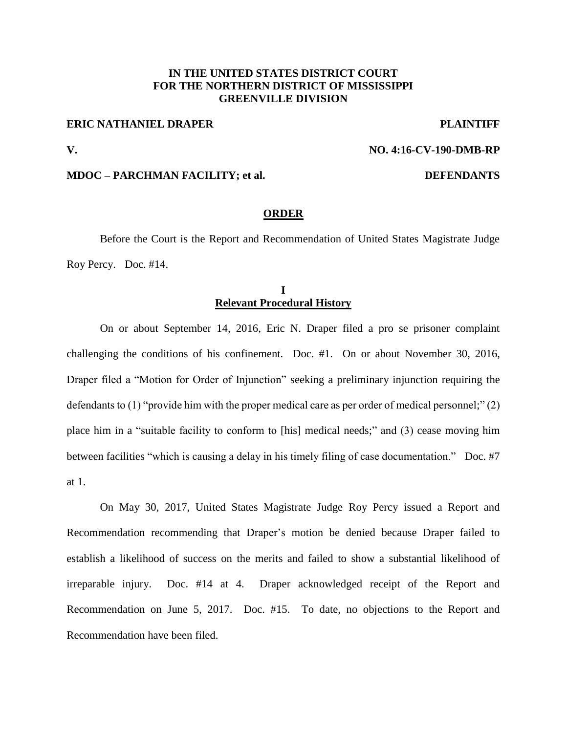**IN THE UNITED STATES DISTRICT COURT**
**FOR THE NORTHERN DISTRICT OF MISSISSIPPI**
**GREENVILLE DIVISION**

**ERIC NATHANIEL DRAPER** **PLAINTIFF**

**V.** **NO. 4:16-CV-190-DMB-RP**

**MDOC – PARCHMAN FACILITY; et al.** **DEFENDANTS**

## ORDER

Before the Court is the Report and Recommendation of United States Magistrate Judge Roy Percy. Doc. #14.

### I
### Relevant Procedural History

On or about September 14, 2016, Eric N. Draper filed a pro se prisoner complaint challenging the conditions of his confinement. Doc. #1. On or about November 30, 2016, Draper filed a "Motion for Order of Injunction" seeking a preliminary injunction requiring the defendants to (1) "provide him with the proper medical care as per order of medical personnel;" (2) place him in a "suitable facility to conform to [his] medical needs;" and (3) cease moving him between facilities "which is causing a delay in his timely filing of case documentation." Doc. #7 at 1.

On May 30, 2017, United States Magistrate Judge Roy Percy issued a Report and Recommendation recommending that Draper's motion be denied because Draper failed to establish a likelihood of success on the merits and failed to show a substantial likelihood of irreparable injury. Doc. #14 at 4. Draper acknowledged receipt of the Report and Recommendation on June 5, 2017. Doc. #15. To date, no objections to the Report and Recommendation have been filed.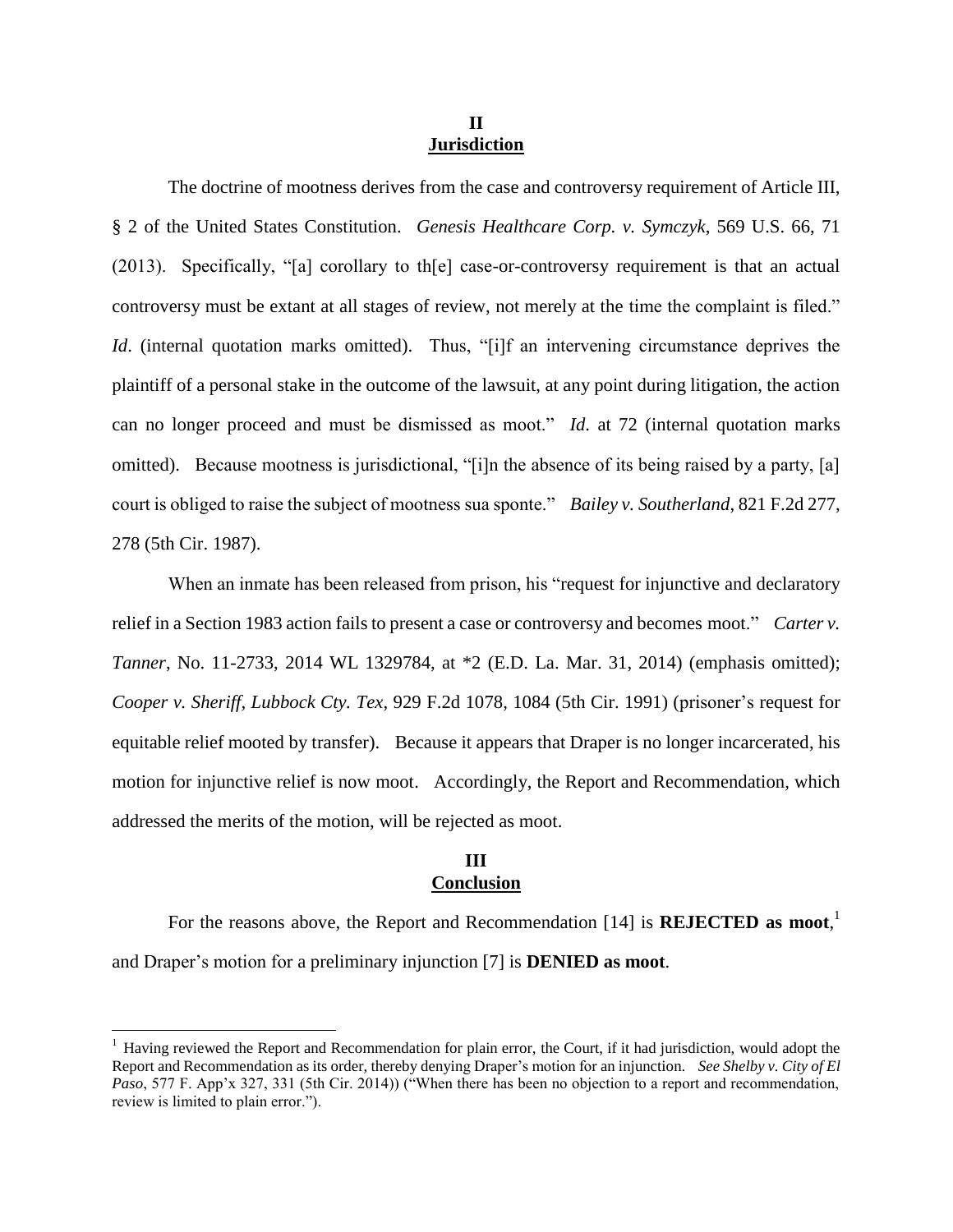## II
## Jurisdiction

The doctrine of mootness derives from the case and controversy requirement of Article III, § 2 of the United States Constitution. *Genesis Healthcare Corp. v. Symczyk*, 569 U.S. 66, 71 (2013). Specifically, "[a] corollary to th[e] case-or-controversy requirement is that an actual controversy must be extant at all stages of review, not merely at the time the complaint is filed." *Id*. (internal quotation marks omitted). Thus, "[i]f an intervening circumstance deprives the plaintiff of a personal stake in the outcome of the lawsuit, at any point during litigation, the action can no longer proceed and must be dismissed as moot." *Id*. at 72 (internal quotation marks omitted). Because mootness is jurisdictional, "[i]n the absence of its being raised by a party, [a] court is obliged to raise the subject of mootness sua sponte." *Bailey v. Southerland*, 821 F.2d 277, 278 (5th Cir. 1987).

When an inmate has been released from prison, his "request for injunctive and declaratory relief in a Section 1983 action fails to present a case or controversy and becomes moot." *Carter v. Tanner*, No. 11-2733, 2014 WL 1329784, at *2 (E.D. La. Mar. 31, 2014) (emphasis omitted); *Cooper v. Sheriff, Lubbock Cty. Tex*, 929 F.2d 1078, 1084 (5th Cir. 1991) (prisoner's request for equitable relief mooted by transfer). Because it appears that Draper is no longer incarcerated, his motion for injunctive relief is now moot. Accordingly, the Report and Recommendation, which addressed the merits of the motion, will be rejected as moot.

## III
## Conclusion

For the reasons above, the Report and Recommendation [14] is **REJECTED as moot**,[1] and Draper's motion for a preliminary injunction [7] is **DENIED as moot**.

---

[1] Having reviewed the Report and Recommendation for plain error, the Court, if it had jurisdiction, would adopt the Report and Recommendation as its order, thereby denying Draper's motion for an injunction. *See Shelby v. City of El Paso*, 577 F. App'x 327, 331 (5th Cir. 2014)) ("When there has been no objection to a report and recommendation, review is limited to plain error.").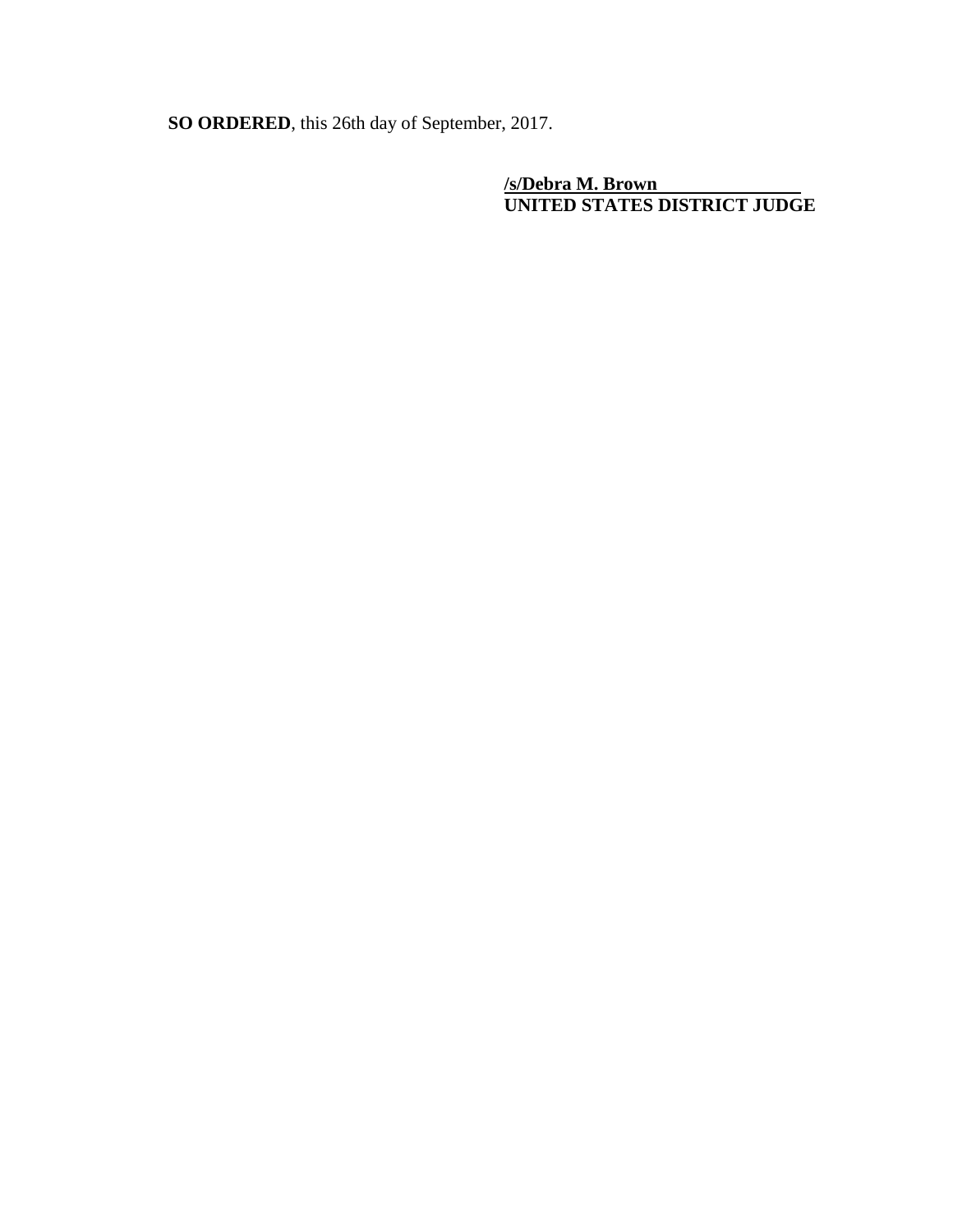**SO ORDERED**, this 26th day of September, 2017.

**/s/Debra M. Brown**
**UNITED STATES DISTRICT JUDGE**